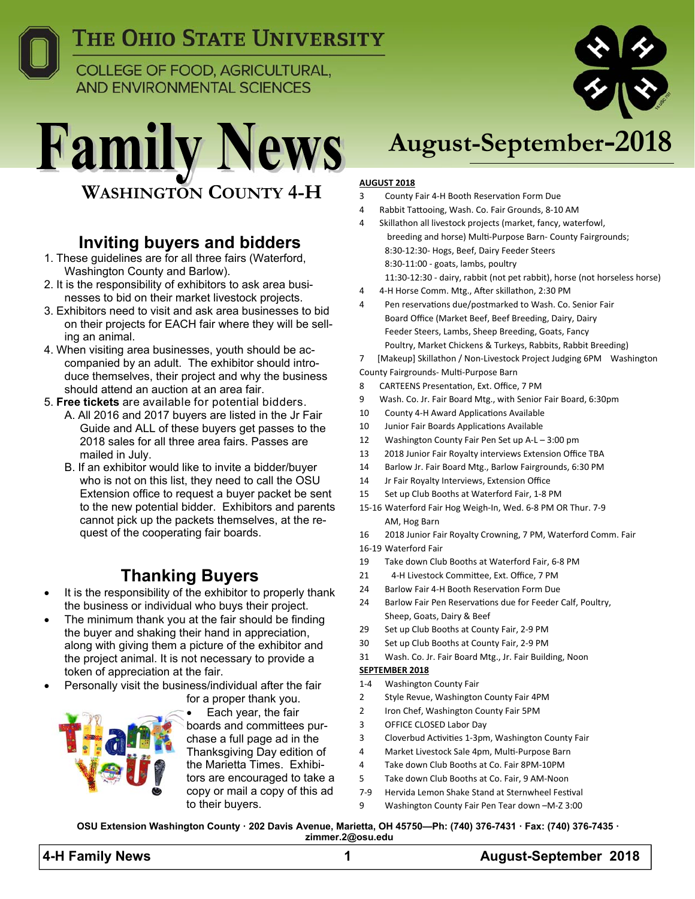The Ohio State University

College of Food, Agricultural, and Environmental Sciences

# Family News

## Washington County 4-H

# August-September-2018

## Inviting buyers and bidders

1. These guidelines are for all three fairs (Waterford, Washington County and Barlow).
2. It is the responsibility of exhibitors to ask area businesses to bid on their market livestock projects.
3. Exhibitors need to visit and ask area businesses to bid on their projects for EACH fair where they will be selling an animal.
4. When visiting area businesses, youth should be accompanied by an adult. The exhibitor should introduce themselves, their project and why the business should attend an auction at an area fair.
5. **Free tickets** are available for potential bidders.
   A. All 2016 and 2017 buyers are listed in the Jr Fair Guide and ALL of these buyers get passes to the 2018 sales for all three area fairs. Passes are mailed in July.
   B. If an exhibitor would like to invite a bidder/buyer who is not on this list, they need to call the OSU Extension office to request a buyer packet be sent to the new potential bidder. Exhibitors and parents cannot pick up the packets themselves, at the request of the cooperating fair boards.

## Thanking Buyers

- It is the responsibility of the exhibitor to properly thank the business or individual who buys their project.
- The minimum thank you at the fair should be finding the buyer and shaking their hand in appreciation, along with giving them a picture of the exhibitor and the project animal. It is not necessary to provide a token of appreciation at the fair.
- Personally visit the business/individual after the fair for a proper thank you.
- Each year, the fair boards and committees purchase a full page ad in the Thanksgiving Day edition of the Marietta Times. Exhibitors are encouraged to take a copy or mail a copy of this ad to their buyers.

**AUGUST 2018**

- 3 County Fair 4-H Booth Reservation Form Due
- 4 Rabbit Tattooing, Wash. Co. Fair Grounds, 8-10 AM
- 4 Skillathon all livestock projects (market, fancy, waterfowl, breeding and horse) Multi-Purpose Barn- County Fairgrounds;
  8:30-12:30- Hogs, Beef, Dairy Feeder Steers
  8:30-11:00 - goats, lambs, poultry
  11:30-12:30 - dairy, rabbit (not pet rabbit), horse (not horseless horse)
- 4 4-H Horse Comm. Mtg., After skillathon, 2:30 PM
- 4 Pen reservations due/postmarked to Wash. Co. Senior Fair Board Office (Market Beef, Beef Breeding, Dairy, Dairy Feeder Steers, Lambs, Sheep Breeding, Goats, Fancy Poultry, Market Chickens & Turkeys, Rabbits, Rabbit Breeding)
- 7 [Makeup] Skillathon / Non-Livestock Project Judging 6PM Washington County Fairgrounds- Multi-Purpose Barn
- 8 CARTEENS Presentation, Ext. Office, 7 PM
- 9 Wash. Co. Jr. Fair Board Mtg., with Senior Fair Board, 6:30pm
- 10 County 4-H Award Applications Available
- 10 Junior Fair Boards Applications Available
- 12 Washington County Fair Pen Set up A-L – 3:00 pm
- 13 2018 Junior Fair Royalty interviews Extension Office TBA
- 14 Barlow Jr. Fair Board Mtg., Barlow Fairgrounds, 6:30 PM
- 14 Jr Fair Royalty Interviews, Extension Office
- 15 Set up Club Booths at Waterford Fair, 1-8 PM
- 15-16 Waterford Fair Hog Weigh-In, Wed. 6-8 PM OR Thur. 7-9 AM, Hog Barn
- 16 2018 Junior Fair Royalty Crowning, 7 PM, Waterford Comm. Fair
- 16-19 Waterford Fair
- 19 Take down Club Booths at Waterford Fair, 6-8 PM
- 21 4-H Livestock Committee, Ext. Office, 7 PM
- 24 Barlow Fair 4-H Booth Reservation Form Due
- 24 Barlow Fair Pen Reservations due for Feeder Calf, Poultry, Sheep, Goats, Dairy & Beef
- 29 Set up Club Booths at County Fair, 2-9 PM
- 30 Set up Club Booths at County Fair, 2-9 PM
- 31 Wash. Co. Jr. Fair Board Mtg., Jr. Fair Building, Noon

**SEPTEMBER 2018**

- 1-4 Washington County Fair
- 2 Style Revue, Washington County Fair 4PM
- 2 Iron Chef, Washington County Fair 5PM
- 3 OFFICE CLOSED Labor Day
- 3 Cloverbud Activities 1-3pm, Washington County Fair
- 4 Market Livestock Sale 4pm, Multi-Purpose Barn
- 4 Take down Club Booths at Co. Fair 8PM-10PM
- 5 Take down Club Booths at Co. Fair, 9 AM-Noon
- 7-9 Hervida Lemon Shake Stand at Sternwheel Festival
- 9 Washington County Fair Pen Tear down –M-Z 3:00

**OSU Extension Washington County · 202 Davis Avenue, Marietta, OH 45750—Ph: (740) 376-7431 · Fax: (740) 376-7435 · zimmer.2@osu.edu**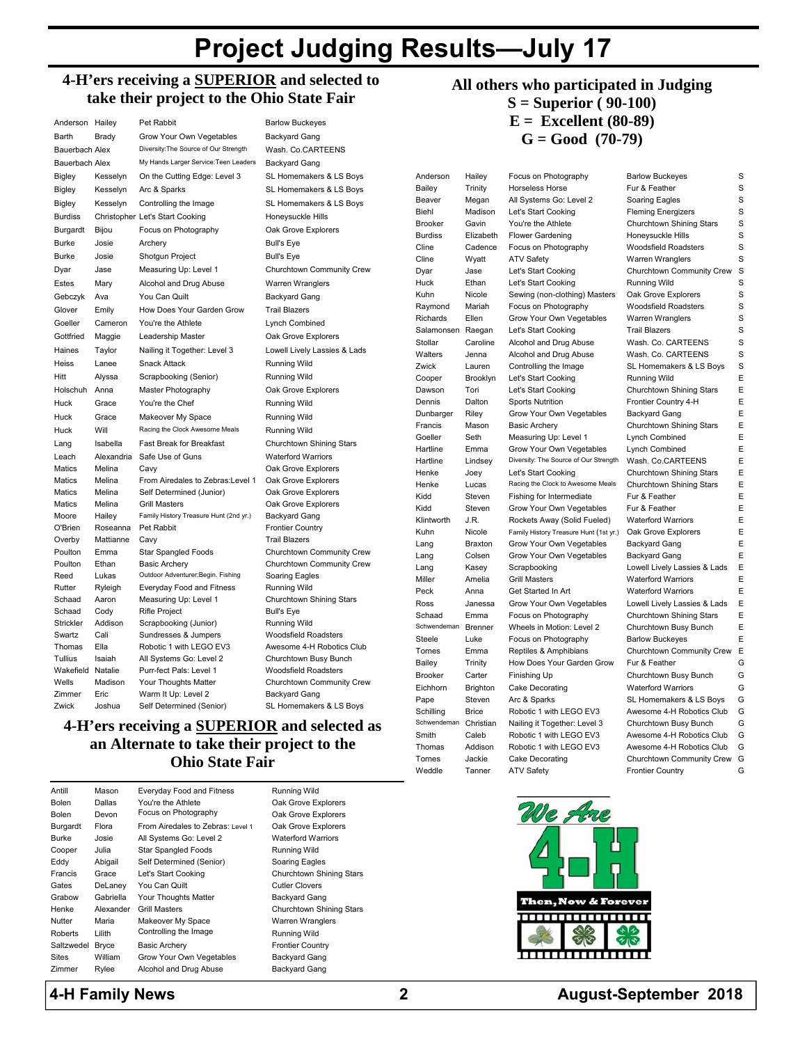# Project Judging Results—July 17

## 4-H'ers receiving a SUPERIOR and selected to take their project to the Ohio State Fair

| Last Name | First Name | Project | Club |
|---|---|---|---|
| Anderson | Hailey | Pet Rabbit | Barlow Buckeyes |
| Barth | Brady | Grow Your Own Vegetables | Backyard Gang |
| Bauerbach | Alex | Diversity:The Source of Our Strength | Wash. Co.CARTEENS |
| Bauerbach | Alex | My Hands Larger Service:Teen Leaders | Backyard Gang |
| Bigley | Kesselyn | On the Cutting Edge: Level 3 | SL Homemakers & LS Boys |
| Bigley | Kesselyn | Arc & Sparks | SL Homemakers & LS Boys |
| Bigley | Kesselyn | Controlling the Image | SL Homemakers & LS Boys |
| Burdiss | Christopher | Let's Start Cooking | Honeysuckle Hills |
| Burgardt | Bijou | Focus on Photography | Oak Grove Explorers |
| Burke | Josie | Archery | Bull's Eye |
| Burke | Josie | Shotgun Project | Bull's Eye |
| Dyar | Jase | Measuring Up: Level 1 | Churchtown Community Crew |
| Estes | Mary | Alcohol and Drug Abuse | Warren Wranglers |
| Gebczyk | Ava | You Can Quilt | Backyard Gang |
| Glover | Emily | How Does Your Garden Grow | Trail Blazers |
| Goeller | Cameron | You're the Athlete | Lynch Combined |
| Gottfried | Maggie | Leadership Master | Oak Grove Explorers |
| Haines | Taylor | Nailing it Together: Level 3 | Lowell Lively Lassies & Lads |
| Heiss | Lanee | Snack Attack | Running Wild |
| Hitt | Alyssa | Scrapbooking (Senior) | Running Wild |
| Holschuh | Anna | Master Photography | Oak Grove Explorers |
| Huck | Grace | You're the Chef | Running Wild |
| Huck | Grace | Makeover My Space | Running Wild |
| Huck | Will | Racing the Clock Awesome Meals | Running Wild |
| Lang | Isabella | Fast Break for Breakfast | Churchtown Shining Stars |
| Leach | Alexandria | Safe Use of Guns | Waterford Warriors |
| Matics | Melina | Cavy | Oak Grove Explorers |
| Matics | Melina | From Airedales to Zebras:Level 1 | Oak Grove Explorers |
| Matics | Melina | Self Determined (Junior) | Oak Grove Explorers |
| Matics | Melina | Grill Masters | Oak Grove Explorers |
| Moore | Hailey | Family History Treasure Hunt (2nd yr.) | Backyard Gang |
| O'Brien | Roseanna | Pet Rabbit | Frontier Country |
| Overby | Mattianne | Cavy | Trail Blazers |
| Poulton | Emma | Star Spangled Foods | Churchtown Community Crew |
| Poulton | Ethan | Basic Archery | Churchtown Community Crew |
| Reed | Lukas | Outdoor Adventurer:Begin. Fishing | Soaring Eagles |
| Rutter | Ryleigh | Everyday Food and Fitness | Running Wild |
| Schaad | Aaron | Measuring Up: Level 1 | Churchtown Shining Stars |
| Schaad | Cody | Rifle Project | Bull's Eye |
| Strickler | Addison | Scrapbooking (Junior) | Running Wild |
| Swartz | Cali | Sundresses & Jumpers | Woodsfield Roadsters |
| Thomas | Ella | Robotic 1 with LEGO EV3 | Awesome 4-H Robotics Club |
| Tullius | Isaiah | All Systems Go: Level 2 | Churchtown Busy Bunch |
| Wakefield | Natalie | Purr-fect Pals: Level 1 | Woodsfield Roadsters |
| Wells | Madison | Your Thoughts Matter | Churchtown Community Crew |
| Zimmer | Eric | Warm It Up: Level 2 | Backyard Gang |
| Zwick | Joshua | Self Determined (Senior) | SL Homemakers & LS Boys |

## 4-H'ers receiving a SUPERIOR and selected as an Alternate to take their project to the Ohio State Fair

| Last Name | First Name | Project | Club |
|---|---|---|---|
| Antill | Mason | Everyday Food and Fitness | Running Wild |
| Bolen | Dallas | You're the Athlete | Oak Grove Explorers |
| Bolen | Devon | Focus on Photography | Oak Grove Explorers |
| Burgardt | Flora | From Airedales to Zebras: Level 1 | Oak Grove Explorers |
| Burke | Josie | All Systems Go: Level 2 | Waterford Warriors |
| Cooper | Julia | Star Spangled Foods | Running Wild |
| Eddy | Abigail | Self Determined (Senior) | Soaring Eagles |
| Francis | Grace | Let's Start Cooking | Churchtown Shining Stars |
| Gates | DeLaney | You Can Quilt | Cutler Clovers |
| Grabow | Gabriella | Your Thoughts Matter | Backyard Gang |
| Henke | Alexander | Grill Masters | Churchtown Shining Stars |
| Nutter | Maria | Makeover My Space | Warren Wranglers |
| Roberts | Lilith | Controlling the Image | Running Wild |
| Saltzwedel | Bryce | Basic Archery | Frontier Country |
| Sites | William | Grow Your Own Vegetables | Backyard Gang |
| Zimmer | Rylee | Alcohol and Drug Abuse | Backyard Gang |

## All others who participated in Judging

**S = Superior (90-100)**
**E = Excellent (80-89)**
**G = Good (70-79)**

| Last Name | First Name | Project | Club | Rating |
|---|---|---|---|---|
| Anderson | Hailey | Focus on Photography | Barlow Buckeyes | S |
| Bailey | Trinity | Horseless Horse | Fur & Feather | S |
| Beaver | Megan | All Systems Go: Level 2 | Soaring Eagles | S |
| Biehl | Madison | Let's Start Cooking | Fleming Energizers | S |
| Brooker | Gavin | You're the Athlete | Churchtown Shining Stars | S |
| Burdiss | Elizabeth | Flower Gardening | Honeysuckle Hills | S |
| Cline | Cadence | Focus on Photography | Woodsfield Roadsters | S |
| Cline | Wyatt | ATV Safety | Warren Wranglers | S |
| Dyar | Jase | Let's Start Cooking | Churchtown Community Crew | S |
| Huck | Ethan | Let's Start Cooking | Running Wild | S |
| Kuhn | Nicole | Sewing (non-clothing) Masters | Oak Grove Explorers | S |
| Raymond | Mariah | Focus on Photography | Woodsfield Roadsters | S |
| Richards | Ellen | Grow Your Own Vegetables | Warren Wranglers | S |
| Salamonsen | Raegan | Let's Start Cooking | Trail Blazers | S |
| Stollar | Caroline | Alcohol and Drug Abuse | Wash. Co. CARTEENS | S |
| Walters | Jenna | Alcohol and Drug Abuse | Wash. Co. CARTEENS | S |
| Zwick | Lauren | Controlling the Image | SL Homemakers & LS Boys | S |
| Cooper | Brooklyn | Let's Start Cooking | Running Wild | E |
| Dawson | Tori | Let's Start Cooking | Churchtown Shining Stars | E |
| Dennis | Dalton | Sports Nutrition | Frontier Country 4-H | E |
| Dunbarger | Riley | Grow Your Own Vegetables | Backyard Gang | E |
| Francis | Mason | Basic Archery | Churchtown Shining Stars | E |
| Goeller | Seth | Measuring Up: Level 1 | Lynch Combined | E |
| Hartline | Emma | Grow Your Own Vegetables | Lynch Combined | E |
| Hartline | Lindsey | Diversity: The Source of Our Strength | Wash. Co.CARTEENS | E |
| Henke | Joey | Let's Start Cooking | Churchtown Shining Stars | E |
| Henke | Lucas | Racing the Clock to Awesome Meals | Churchtown Shining Stars | E |
| Kidd | Steven | Fishing for Intermediate | Fur & Feather | E |
| Kidd | Steven | Grow Your Own Vegetables | Fur & Feather | E |
| Klintworth | J.R. | Rockets Away (Solid Fueled) | Waterford Warriors | E |
| Kuhn | Nicole | Family History Treasure Hunt (1st yr.) | Oak Grove Explorers | E |
| Lang | Braxton | Grow Your Own Vegetables | Backyard Gang | E |
| Lang | Colsen | Grow Your Own Vegetables | Backyard Gang | E |
| Lang | Kasey | Scrapbooking | Lowell Lively Lassies & Lads | E |
| Miller | Amelia | Grill Masters | Waterford Warriors | E |
| Peck | Anna | Get Started In Art | Waterford Warriors | E |
| Ross | Janessa | Grow Your Own Vegetables | Lowell Lively Lassies & Lads | E |
| Schaad | Emma | Focus on Photography | Churchtown Shining Stars | E |
| Schwendeman | Brenner | Wheels in Motion: Level 2 | Churchtown Busy Bunch | E |
| Steele | Luke | Focus on Photography | Barlow Buckeyes | E |
| Tornes | Emma | Reptiles & Amphibians | Churchtown Community Crew | E |
| Bailey | Trinity | How Does Your Garden Grow | Fur & Feather | G |
| Brooker | Carter | Finishing Up | Churchtown Busy Bunch | G |
| Eichhorn | Brighton | Cake Decorating | Waterford Warriors | G |
| Pape | Steven | Arc & Sparks | SL Homemakers & LS Boys | G |
| Schilling | Brice | Robotic 1 with LEGO EV3 | Awesome 4-H Robotics Club | G |
| Schwendeman | Christian | Nailing it Together: Level 3 | Churchtown Busy Bunch | G |
| Smith | Caleb | Robotic 1 with LEGO EV3 | Awesome 4-H Robotics Club | G |
| Thomas | Addison | Robotic 1 with LEGO EV3 | Awesome 4-H Robotics Club | G |
| Tornes | Jackie | Cake Decorating | Churchtown Community Crew | G |
| Weddle | Tanner | ATV Safety | Frontier Country | G |

We Are 4-H
Then, Now & Forever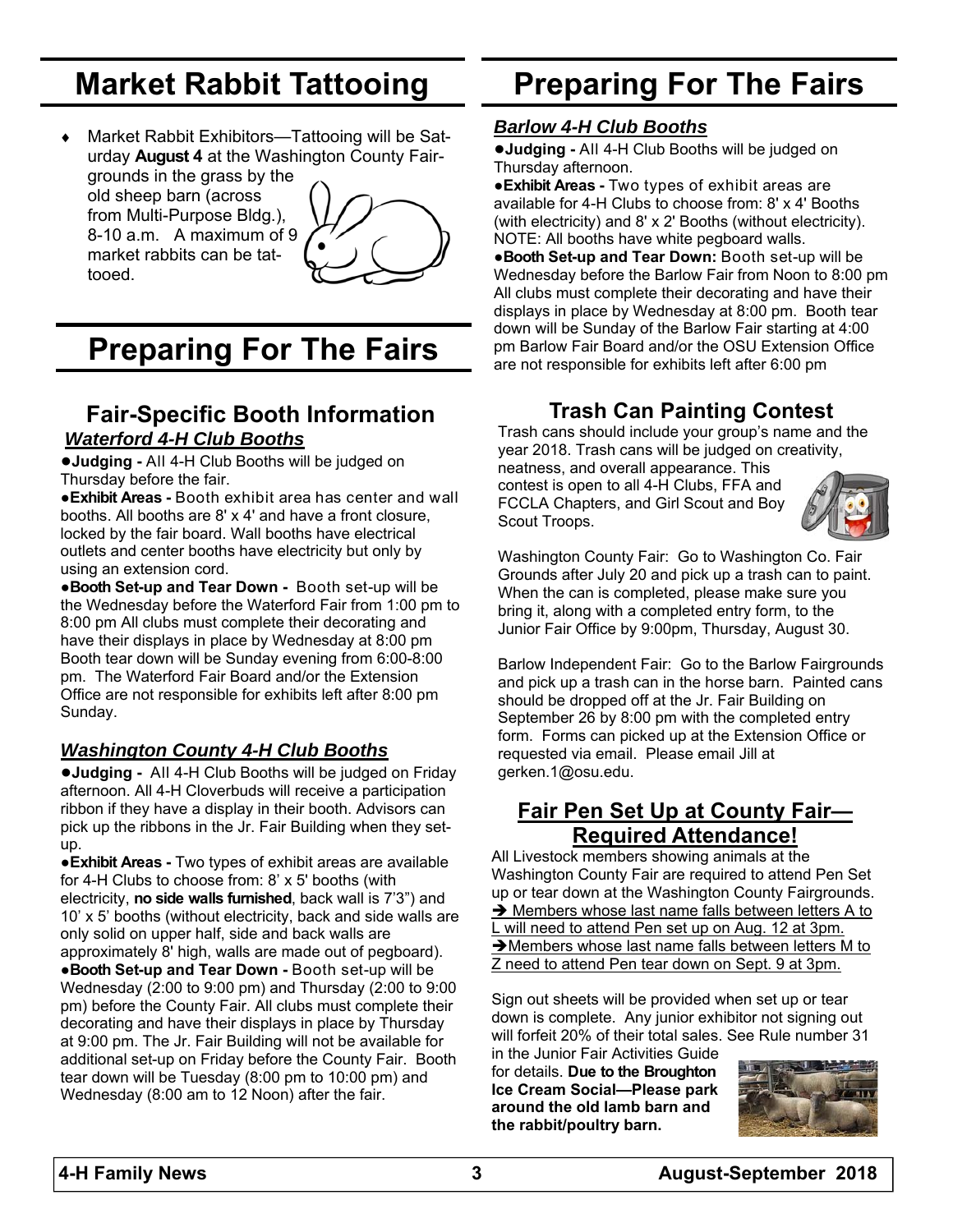# Market Rabbit Tattooing

- Market Rabbit Exhibitors—Tattooing will be Saturday **August 4** at the Washington County Fairgrounds in the grass by the old sheep barn (across from Multi-Purpose Bldg.), 8-10 a.m. A maximum of 9 market rabbits can be tattooed.

# Preparing For The Fairs

## Fair-Specific Booth Information

### *Waterford 4-H Club Booths*

●**Judging -** All 4-H Club Booths will be judged on Thursday before the fair.

●**Exhibit Areas -** Booth exhibit area has center and wall booths. All booths are 8' x 4' and have a front closure, locked by the fair board. Wall booths have electrical outlets and center booths have electricity but only by using an extension cord.

●**Booth Set-up and Tear Down -** Booth set-up will be the Wednesday before the Waterford Fair from 1:00 pm to 8:00 pm All clubs must complete their decorating and have their displays in place by Wednesday at 8:00 pm Booth tear down will be Sunday evening from 6:00-8:00 pm. The Waterford Fair Board and/or the Extension Office are not responsible for exhibits left after 8:00 pm Sunday.

### *Washington County 4-H Club Booths*

●**Judging -** All 4-H Club Booths will be judged on Friday afternoon. All 4-H Cloverbuds will receive a participation ribbon if they have a display in their booth. Advisors can pick up the ribbons in the Jr. Fair Building when they set-up.

●**Exhibit Areas -** Two types of exhibit areas are available for 4-H Clubs to choose from: 8' x 5' booths (with electricity, **no side walls furnished**, back wall is 7'3") and 10' x 5' booths (without electricity, back and side walls are only solid on upper half, side and back walls are approximately 8' high, walls are made out of pegboard).

●**Booth Set-up and Tear Down -** Booth set-up will be Wednesday (2:00 to 9:00 pm) and Thursday (2:00 to 9:00 pm) before the County Fair. All clubs must complete their decorating and have their displays in place by Thursday at 9:00 pm. The Jr. Fair Building will not be available for additional set-up on Friday before the County Fair. Booth tear down will be Tuesday (8:00 pm to 10:00 pm) and Wednesday (8:00 am to 12 Noon) after the fair.

# Preparing For The Fairs

### *Barlow 4-H Club Booths*

●**Judging -** All 4-H Club Booths will be judged on Thursday afternoon.

●**Exhibit Areas -** Two types of exhibit areas are available for 4-H Clubs to choose from: 8' x 4' Booths (with electricity) and 8' x 2' Booths (without electricity). NOTE: All booths have white pegboard walls.

●**Booth Set-up and Tear Down:** Booth set-up will be Wednesday before the Barlow Fair from Noon to 8:00 pm All clubs must complete their decorating and have their displays in place by Wednesday at 8:00 pm. Booth tear down will be Sunday of the Barlow Fair starting at 4:00 pm Barlow Fair Board and/or the OSU Extension Office are not responsible for exhibits left after 6:00 pm

## Trash Can Painting Contest

Trash cans should include your group's name and the year 2018. Trash cans will be judged on creativity, neatness, and overall appearance. This contest is open to all 4-H Clubs, FFA and FCCLA Chapters, and Girl Scout and Boy Scout Troops.

Washington County Fair: Go to Washington Co. Fair Grounds after July 20 and pick up a trash can to paint. When the can is completed, please make sure you bring it, along with a completed entry form, to the Junior Fair Office by 9:00pm, Thursday, August 30.

Barlow Independent Fair: Go to the Barlow Fairgrounds and pick up a trash can in the horse barn. Painted cans should be dropped off at the Jr. Fair Building on September 26 by 8:00 pm with the completed entry form. Forms can picked up at the Extension Office or requested via email. Please email Jill at gerken.1@osu.edu.

## Fair Pen Set Up at County Fair—Required Attendance!

All Livestock members showing animals at the Washington County Fair are required to attend Pen Set up or tear down at the Washington County Fairgrounds.

➔ Members whose last name falls between letters A to L will need to attend Pen set up on Aug. 12 at 3pm.

➔ Members whose last name falls between letters M to Z need to attend Pen tear down on Sept. 9 at 3pm.

Sign out sheets will be provided when set up or tear down is complete. Any junior exhibitor not signing out will forfeit 20% of their total sales. See Rule number 31 in the Junior Fair Activities Guide for details. **Due to the Broughton Ice Cream Social—Please park around the old lamb barn and the rabbit/poultry barn.**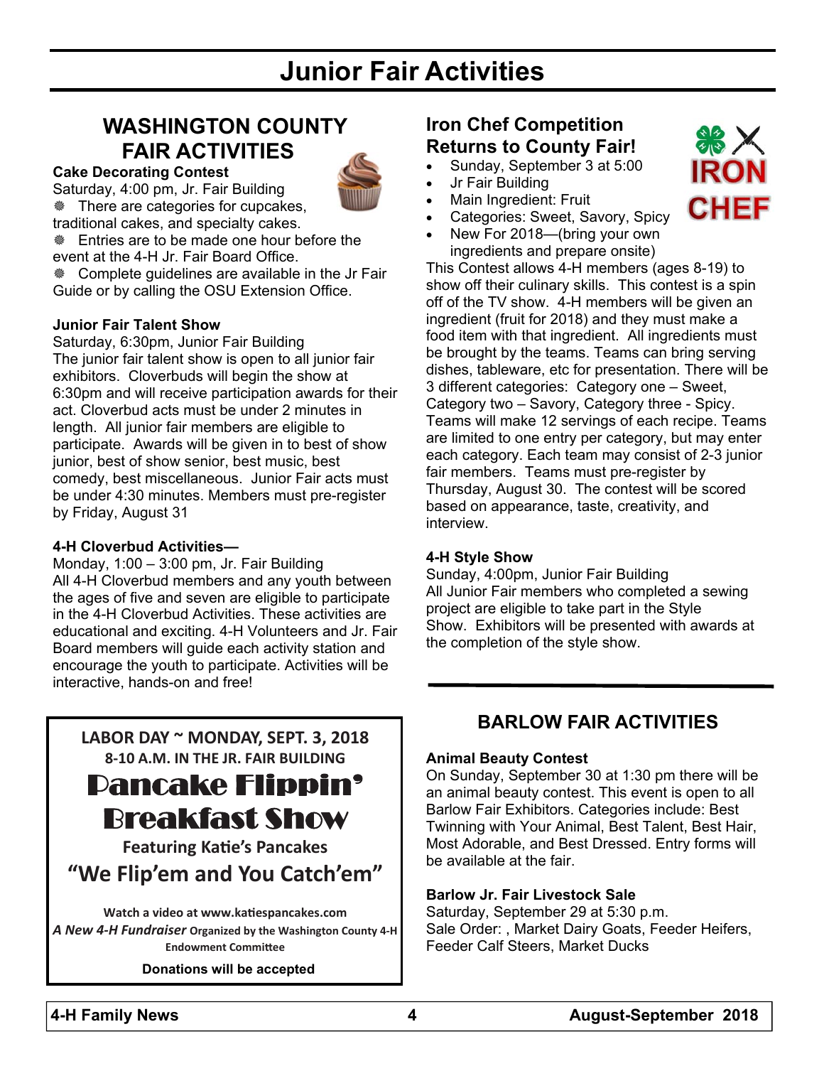# Junior Fair Activities

## WASHINGTON COUNTY FAIR ACTIVITIES

**Cake Decorating Contest**

Saturday, 4:00 pm, Jr. Fair Building

- There are categories for cupcakes, traditional cakes, and specialty cakes.
- Entries are to be made one hour before the event at the 4-H Jr. Fair Board Office.
- Complete guidelines are available in the Jr Fair Guide or by calling the OSU Extension Office.

**Junior Fair Talent Show**

Saturday, 6:30pm, Junior Fair Building

The junior fair talent show is open to all junior fair exhibitors. Cloverbuds will begin the show at 6:30pm and will receive participation awards for their act. Cloverbud acts must be under 2 minutes in length. All junior fair members are eligible to participate. Awards will be given in to best of show junior, best of show senior, best music, best comedy, best miscellaneous. Junior Fair acts must be under 4:30 minutes. Members must pre-register by Friday, August 31

**4-H Cloverbud Activities—**

Monday, 1:00 – 3:00 pm, Jr. Fair Building

All 4-H Cloverbud members and any youth between the ages of five and seven are eligible to participate in the 4-H Cloverbud Activities. These activities are educational and exciting. 4-H Volunteers and Jr. Fair Board members will guide each activity station and encourage the youth to participate. Activities will be interactive, hands-on and free!

### Iron Chef Competition Returns to County Fair!

- Sunday, September 3 at 5:00
- Jr Fair Building
- Main Ingredient: Fruit
- Categories: Sweet, Savory, Spicy
- New For 2018—(bring your own ingredients and prepare onsite)

This Contest allows 4-H members (ages 8-19) to show off their culinary skills. This contest is a spin off of the TV show. 4-H members will be given an ingredient (fruit for 2018) and they must make a food item with that ingredient. All ingredients must be brought by the teams. Teams can bring serving dishes, tableware, etc for presentation. There will be 3 different categories: Category one – Sweet, Category two – Savory, Category three - Spicy. Teams will make 12 servings of each recipe. Teams are limited to one entry per category, but may enter each category. Each team may consist of 2-3 junior fair members. Teams must pre-register by Thursday, August 30. The contest will be scored based on appearance, taste, creativity, and interview.

**4-H Style Show**

Sunday, 4:00pm, Junior Fair Building

All Junior Fair members who completed a sewing project are eligible to take part in the Style Show. Exhibitors will be presented with awards at the completion of the style show.

---

**LABOR DAY ~ MONDAY, SEPT. 3, 2018**

**8-10 A.M. IN THE JR. FAIR BUILDING**

## Pancake Flippin' Breakfast Show

**Featuring Katie's Pancakes**

**"We Flip'em and You Catch'em"**

**Watch a video at www.katiespancakes.com**

***A New 4-H Fundraiser*** **Organized by the Washington County 4-H Endowment Committee**

**Donations will be accepted**

---

## BARLOW FAIR ACTIVITIES

**Animal Beauty Contest**

On Sunday, September 30 at 1:30 pm there will be an animal beauty contest. This event is open to all Barlow Fair Exhibitors. Categories include: Best Twinning with Your Animal, Best Talent, Best Hair, Most Adorable, and Best Dressed. Entry forms will be available at the fair.

**Barlow Jr. Fair Livestock Sale**

Saturday, September 29 at 5:30 p.m.

Sale Order: , Market Dairy Goats, Feeder Heifers, Feeder Calf Steers, Market Ducks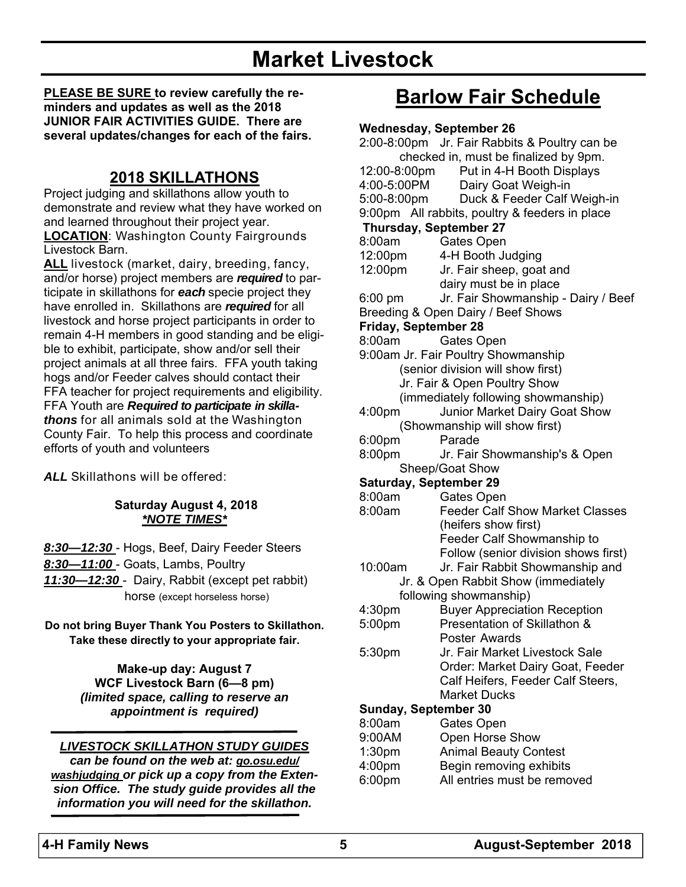# Market Livestock

**PLEASE BE SURE to review carefully the reminders and updates as well as the 2018 JUNIOR FAIR ACTIVITIES GUIDE. There are several updates/changes for each of the fairs.**

## 2018 SKILLATHONS

Project judging and skillathons allow youth to demonstrate and review what they have worked on and learned throughout their project year.

**LOCATION**: Washington County Fairgrounds Livestock Barn.

**ALL** livestock (market, dairy, breeding, fancy, and/or horse) project members are ***required*** to participate in skillathons for ***each*** specie project they have enrolled in. Skillathons are ***required*** for all livestock and horse project participants in order to remain 4-H members in good standing and be eligible to exhibit, participate, show and/or sell their project animals at all three fairs. FFA youth taking hogs and/or Feeder calves should contact their FFA teacher for project requirements and eligibility. FFA Youth are ***Required to participate in skillathons*** for all animals sold at the Washington County Fair. To help this process and coordinate efforts of youth and volunteers

***ALL*** Skillathons will be offered:

**Saturday August 4, 2018**
***\*NOTE TIMES\****

***8:30—12:30*** - Hogs, Beef, Dairy Feeder Steers
***8:30—11:00*** - Goats, Lambs, Poultry
***11:30—12:30*** - Dairy, Rabbit (except pet rabbit) horse (except horseless horse)

**Do not bring Buyer Thank You Posters to Skillathon. Take these directly to your appropriate fair.**

**Make-up day: August 7**
**WCF Livestock Barn (6—8 pm)**
***(limited space, calling to reserve an appointment is required)***

***LIVESTOCK SKILLATHON STUDY GUIDES can be found on the web at: go.osu.edu/washjudging or pick up a copy from the Extension Office. The study guide provides all the information you will need for the skillathon.***

## Barlow Fair Schedule

**Wednesday, September 26**
2:00-8:00pm Jr. Fair Rabbits & Poultry can be checked in, must be finalized by 9pm.
12:00-8:00pm Put in 4-H Booth Displays
4:00-5:00PM Dairy Goat Weigh-in
5:00-8:00pm Duck & Feeder Calf Weigh-in
9:00pm All rabbits, poultry & feeders in place

**Thursday, September 27**
8:00am Gates Open
12:00pm 4-H Booth Judging
12:00pm Jr. Fair sheep, goat and dairy must be in place
6:00 pm Jr. Fair Showmanship - Dairy / Beef Breeding & Open Dairy / Beef Shows

**Friday, September 28**
8:00am Gates Open
9:00am Jr. Fair Poultry Showmanship (senior division will show first) Jr. Fair & Open Poultry Show (immediately following showmanship)
4:00pm Junior Market Dairy Goat Show (Showmanship will show first)
6:00pm Parade
8:00pm Jr. Fair Showmanship's & Open Sheep/Goat Show

**Saturday, September 29**
8:00am Gates Open
8:00am Feeder Calf Show Market Classes (heifers show first) Feeder Calf Showmanship to Follow (senior division shows first)
10:00am Jr. Fair Rabbit Showmanship and Jr. & Open Rabbit Show (immediately following showmanship)
4:30pm Buyer Appreciation Reception
5:00pm Presentation of Skillathon & Poster Awards
5:30pm Jr. Fair Market Livestock Sale Order: Market Dairy Goat, Feeder Calf Heifers, Feeder Calf Steers, Market Ducks

**Sunday, September 30**
8:00am Gates Open
9:00AM Open Horse Show
1:30pm Animal Beauty Contest
4:00pm Begin removing exhibits
6:00pm All entries must be removed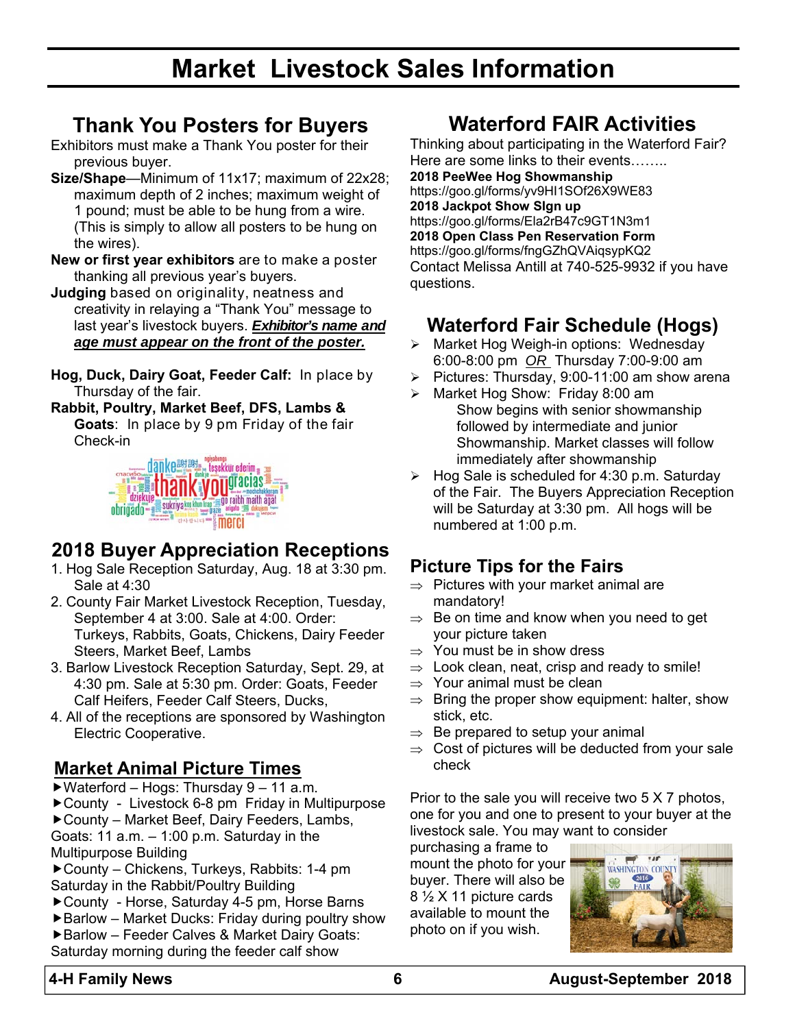# Market Livestock Sales Information

## Thank You Posters for Buyers

Exhibitors must make a Thank You poster for their previous buyer.

**Size/Shape**—Minimum of 11x17; maximum of 22x28; maximum depth of 2 inches; maximum weight of 1 pound; must be able to be hung from a wire. (This is simply to allow all posters to be hung on the wires).

**New or first year exhibitors** are to make a poster thanking all previous year's buyers.

**Judging** based on originality, neatness and creativity in relaying a "Thank You" message to last year's livestock buyers. ***Exhibitor's name and age must appear on the front of the poster.***

**Hog, Duck, Dairy Goat, Feeder Calf:** In place by Thursday of the fair.

**Rabbit, Poultry, Market Beef, DFS, Lambs & Goats**: In place by 9 pm Friday of the fair Check-in

## 2018 Buyer Appreciation Receptions

1. Hog Sale Reception Saturday, Aug. 18 at 3:30 pm. Sale at 4:30
2. County Fair Market Livestock Reception, Tuesday, September 4 at 3:00. Sale at 4:00. Order: Turkeys, Rabbits, Goats, Chickens, Dairy Feeder Steers, Market Beef, Lambs
3. Barlow Livestock Reception Saturday, Sept. 29, at 4:30 pm. Sale at 5:30 pm. Order: Goats, Feeder Calf Heifers, Feeder Calf Steers, Ducks,
4. All of the receptions are sponsored by Washington Electric Cooperative.

## Market Animal Picture Times

- Waterford – Hogs: Thursday 9 – 11 a.m.
- County - Livestock 6-8 pm Friday in Multipurpose
- County – Market Beef, Dairy Feeders, Lambs, Goats: 11 a.m. – 1:00 p.m. Saturday in the Multipurpose Building
- County – Chickens, Turkeys, Rabbits: 1-4 pm Saturday in the Rabbit/Poultry Building
- County - Horse, Saturday 4-5 pm, Horse Barns
- Barlow – Market Ducks: Friday during poultry show
- Barlow – Feeder Calves & Market Dairy Goats: Saturday morning during the feeder calf show

## Waterford FAIR Activities

Thinking about participating in the Waterford Fair? Here are some links to their events……..

**2018 PeeWee Hog Showmanship**
https://goo.gl/forms/yv9HI1SOf26X9WE83

**2018 Jackpot Show SIgn up**
https://goo.gl/forms/Ela2rB47c9GT1N3m1

**2018 Open Class Pen Reservation Form**
https://goo.gl/forms/fngGZhQVAiqsypKQ2

Contact Melissa Antill at 740-525-9932 if you have questions.

## Waterford Fair Schedule (Hogs)

- Market Hog Weigh-in options: Wednesday 6:00-8:00 pm _OR_ Thursday 7:00-9:00 am
- Pictures: Thursday, 9:00-11:00 am show arena
- Market Hog Show: Friday 8:00 am
  Show begins with senior showmanship followed by intermediate and junior Showmanship. Market classes will follow immediately after showmanship
- Hog Sale is scheduled for 4:30 p.m. Saturday of the Fair. The Buyers Appreciation Reception will be Saturday at 3:30 pm. All hogs will be numbered at 1:00 p.m.

## Picture Tips for the Fairs

- Pictures with your market animal are mandatory!
- Be on time and know when you need to get your picture taken
- You must be in show dress
- Look clean, neat, crisp and ready to smile!
- Your animal must be clean
- Bring the proper show equipment: halter, show stick, etc.
- Be prepared to setup your animal
- Cost of pictures will be deducted from your sale check

Prior to the sale you will receive two 5 X 7 photos, one for you and one to present to your buyer at the livestock sale. You may want to consider purchasing a frame to mount the photo for your buyer. There will also be 8 ½ X 11 picture cards available to mount the photo on if you wish.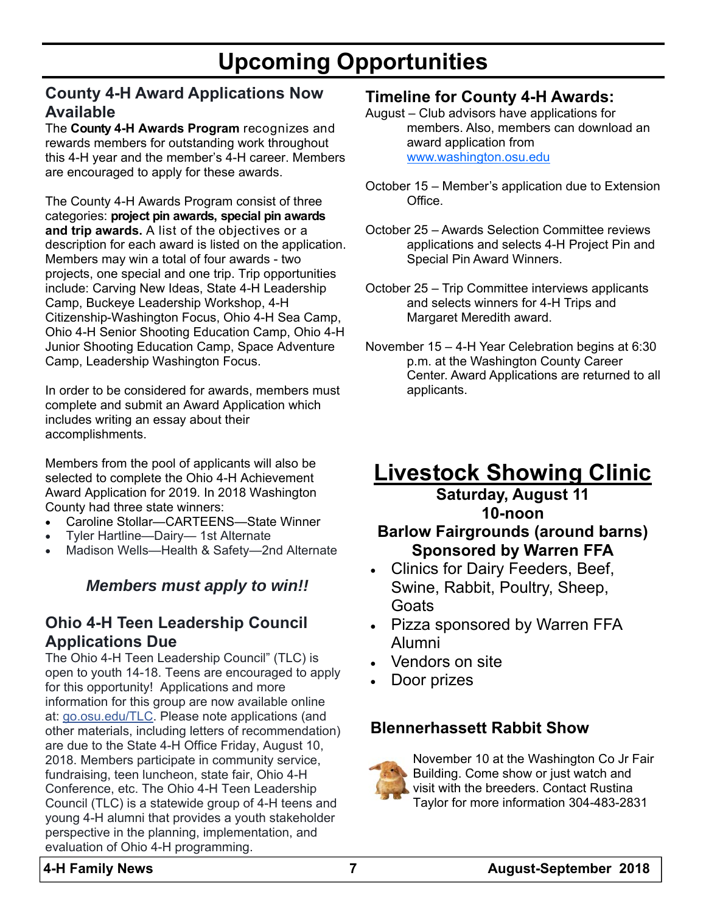# Upcoming Opportunities

## County 4-H Award Applications Now Available

The **County 4-H Awards Program** recognizes and rewards members for outstanding work throughout this 4-H year and the member's 4-H career. Members are encouraged to apply for these awards.

The County 4-H Awards Program consist of three categories: **project pin awards, special pin awards and trip awards.** A list of the objectives or a description for each award is listed on the application. Members may win a total of four awards - two projects, one special and one trip. Trip opportunities include: Carving New Ideas, State 4-H Leadership Camp, Buckeye Leadership Workshop, 4-H Citizenship-Washington Focus, Ohio 4-H Sea Camp, Ohio 4-H Senior Shooting Education Camp, Ohio 4-H Junior Shooting Education Camp, Space Adventure Camp, Leadership Washington Focus.

In order to be considered for awards, members must complete and submit an Award Application which includes writing an essay about their accomplishments.

Members from the pool of applicants will also be selected to complete the Ohio 4-H Achievement Award Application for 2019. In 2018 Washington County had three state winners:

- Caroline Stollar—CARTEENS—State Winner
- Tyler Hartline—Dairy— 1st Alternate
- Madison Wells—Health & Safety—2nd Alternate

***Members must apply to win!!***

## Ohio 4-H Teen Leadership Council Applications Due

The Ohio 4-H Teen Leadership Council" (TLC) is open to youth 14-18. Teens are encouraged to apply for this opportunity! Applications and more information for this group are now available online at: go.osu.edu/TLC. Please note applications (and other materials, including letters of recommendation) are due to the State 4-H Office Friday, August 10, 2018. Members participate in community service, fundraising, teen luncheon, state fair, Ohio 4-H Conference, etc. The Ohio 4-H Teen Leadership Council (TLC) is a statewide group of 4-H teens and young 4-H alumni that provides a youth stakeholder perspective in the planning, implementation, and evaluation of Ohio 4-H programming.

## Timeline for County 4-H Awards:

August – Club advisors have applications for members. Also, members can download an award application from www.washington.osu.edu

October 15 – Member's application due to Extension Office.

October 25 – Awards Selection Committee reviews applications and selects 4-H Project Pin and Special Pin Award Winners.

October 25 – Trip Committee interviews applicants and selects winners for 4-H Trips and Margaret Meredith award.

November 15 – 4-H Year Celebration begins at 6:30 p.m. at the Washington County Career Center. Award Applications are returned to all applicants.

## Livestock Showing Clinic

**Saturday, August 11**
**10-noon**
**Barlow Fairgrounds (around barns)**
**Sponsored by Warren FFA**

- Clinics for Dairy Feeders, Beef, Swine, Rabbit, Poultry, Sheep, Goats
- Pizza sponsored by Warren FFA Alumni
- Vendors on site
- Door prizes

## Blennerhassett Rabbit Show

November 10 at the Washington Co Jr Fair Building. Come show or just watch and visit with the breeders. Contact Rustina Taylor for more information 304-483-2831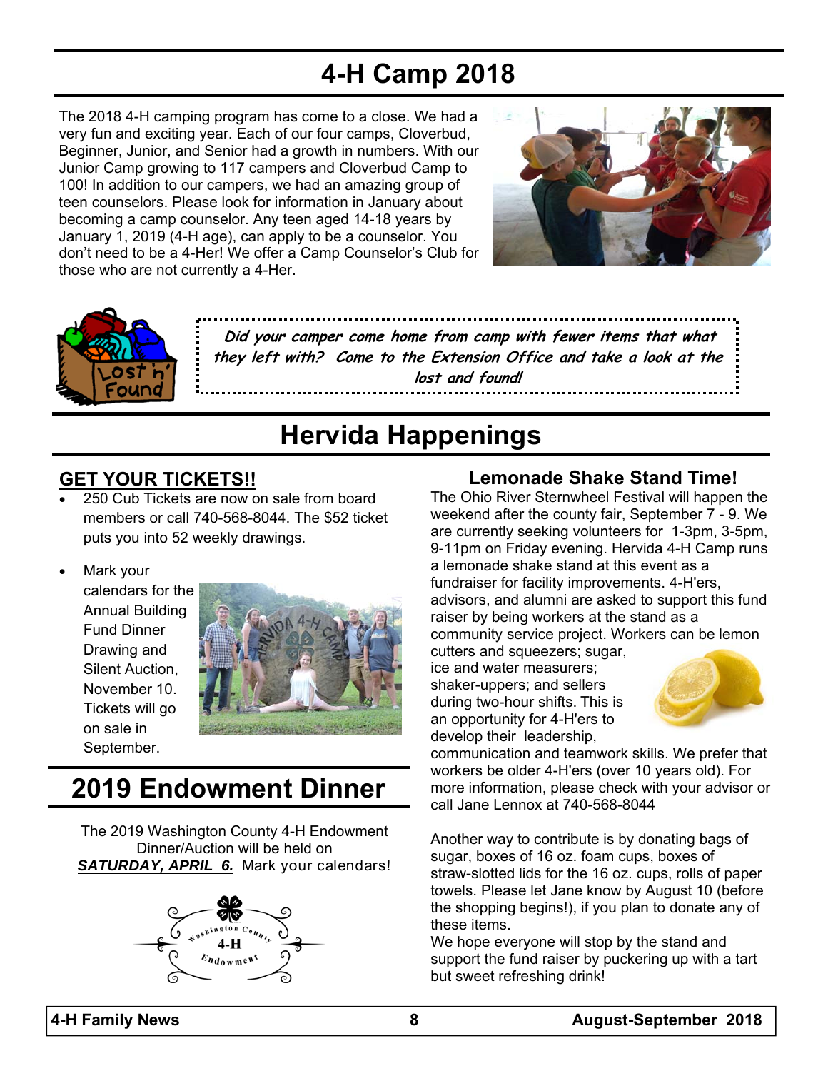# 4-H Camp 2018

The 2018 4-H camping program has come to a close. We had a very fun and exciting year. Each of our four camps, Cloverbud, Beginner, Junior, and Senior had a growth in numbers. With our Junior Camp growing to 117 campers and Cloverbud Camp to 100! In addition to our campers, we had an amazing group of teen counselors. Please look for information in January about becoming a camp counselor. Any teen aged 14-18 years by January 1, 2019 (4-H age), can apply to be a counselor. You don't need to be a 4-Her! We offer a Camp Counselor's Club for those who are not currently a 4-Her.

*Did your camper come home from camp with fewer items that what they left with? Come to the Extension Office and take a look at the lost and found!*

# Hervida Happenings

## GET YOUR TICKETS!!

- 250 Cub Tickets are now on sale from board members or call 740-568-8044. The $52 ticket puts you into 52 weekly drawings.
- Mark your calendars for the Annual Building Fund Dinner Drawing and Silent Auction, November 10. Tickets will go on sale in September.

## Lemonade Shake Stand Time!

The Ohio River Sternwheel Festival will happen the weekend after the county fair, September 7 - 9. We are currently seeking volunteers for 1-3pm, 3-5pm, 9-11pm on Friday evening. Hervida 4-H Camp runs a lemonade shake stand at this event as a fundraiser for facility improvements. 4-H'ers, advisors, and alumni are asked to support this fund raiser by being workers at the stand as a community service project. Workers can be lemon cutters and squeezers; sugar, ice and water measurers; shaker-uppers; and sellers during two-hour shifts. This is an opportunity for 4-H'ers to develop their leadership, communication and teamwork skills. We prefer that workers be older 4-H'ers (over 10 years old). For more information, please check with your advisor or call Jane Lennox at 740-568-8044

Another way to contribute is by donating bags of sugar, boxes of 16 oz. foam cups, boxes of straw-slotted lids for the 16 oz. cups, rolls of paper towels. Please let Jane know by August 10 (before the shopping begins!), if you plan to donate any of these items.

We hope everyone will stop by the stand and support the fund raiser by puckering up with a tart but sweet refreshing drink!

# 2019 Endowment Dinner

The 2019 Washington County 4-H Endowment Dinner/Auction will be held on ***SATURDAY, APRIL 6.*** Mark your calendars!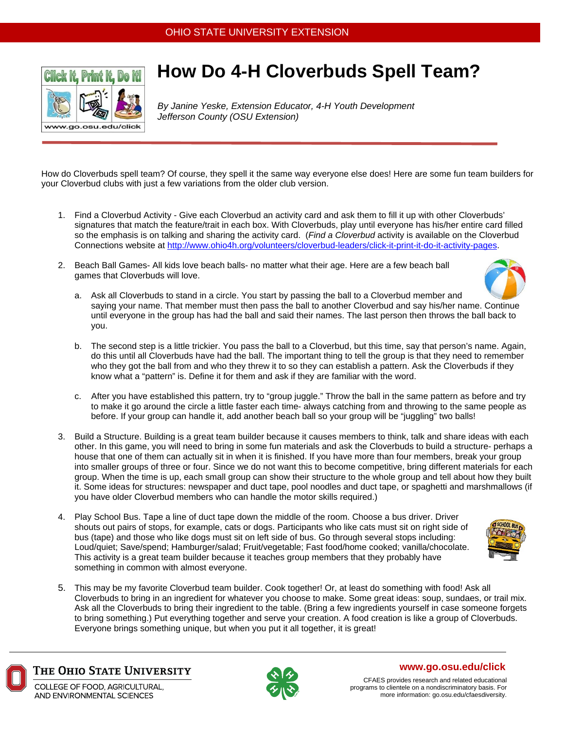OHIO STATE UNIVERSITY EXTENSION

# How Do 4-H Cloverbuds Spell Team?

*By Janine Yeske, Extension Educator, 4-H Youth Development*
*Jefferson County (OSU Extension)*

How do Cloverbuds spell team? Of course, they spell it the same way everyone else does! Here are some fun team builders for your Cloverbud clubs with just a few variations from the older club version.

1. Find a Cloverbud Activity - Give each Cloverbud an activity card and ask them to fill it up with other Cloverbuds' signatures that match the feature/trait in each box. With Cloverbuds, play until everyone has his/her entire card filled so the emphasis is on talking and sharing the activity card. (*Find a Cloverbud* activity is available on the Cloverbud Connections website at http://www.ohio4h.org/volunteers/cloverbud-leaders/click-it-print-it-do-it-activity-pages.

2. Beach Ball Games- All kids love beach balls- no matter what their age. Here are a few beach ball games that Cloverbuds will love.

   a. Ask all Cloverbuds to stand in a circle. You start by passing the ball to a Cloverbud member and saying your name. That member must then pass the ball to another Cloverbud and say his/her name. Continue until everyone in the group has had the ball and said their names. The last person then throws the ball back to you.

   b. The second step is a little trickier. You pass the ball to a Cloverbud, but this time, say that person's name. Again, do this until all Cloverbuds have had the ball. The important thing to tell the group is that they need to remember who they got the ball from and who they threw it to so they can establish a pattern. Ask the Cloverbuds if they know what a "pattern" is. Define it for them and ask if they are familiar with the word.

   c. After you have established this pattern, try to "group juggle." Throw the ball in the same pattern as before and try to make it go around the circle a little faster each time- always catching from and throwing to the same people as before. If your group can handle it, add another beach ball so your group will be "juggling" two balls!

3. Build a Structure. Building is a great team builder because it causes members to think, talk and share ideas with each other. In this game, you will need to bring in some fun materials and ask the Cloverbuds to build a structure- perhaps a house that one of them can actually sit in when it is finished. If you have more than four members, break your group into smaller groups of three or four. Since we do not want this to become competitive, bring different materials for each group. When the time is up, each small group can show their structure to the whole group and tell about how they built it. Some ideas for structures: newspaper and duct tape, pool noodles and duct tape, or spaghetti and marshmallows (if you have older Cloverbud members who can handle the motor skills required.)

4. Play School Bus. Tape a line of duct tape down the middle of the room. Choose a bus driver. Driver shouts out pairs of stops, for example, cats or dogs. Participants who like cats must sit on right side of bus (tape) and those who like dogs must sit on left side of bus. Go through several stops including: Loud/quiet; Save/spend; Hamburger/salad; Fruit/vegetable; Fast food/home cooked; vanilla/chocolate. This activity is a great team builder because it teaches group members that they probably have something in common with almost everyone.

5. This may be my favorite Cloverbud team builder. Cook together! Or, at least do something with food! Ask all Cloverbuds to bring in an ingredient for whatever you choose to make. Some great ideas: soup, sundaes, or trail mix. Ask all the Cloverbuds to bring their ingredient to the table. (Bring a few ingredients yourself in case someone forgets to bring something.) Put everything together and serve your creation. A food creation is like a group of Cloverbuds. Everyone brings something unique, but when you put it all together, it is great!

THE OHIO STATE UNIVERSITY
COLLEGE OF FOOD, AGRICULTURAL, AND ENVIRONMENTAL SCIENCES

www.go.osu.edu/click

CFAES provides research and related educational programs to clientele on a nondiscriminatory basis. For more information: go.osu.edu/cfaesdiversity.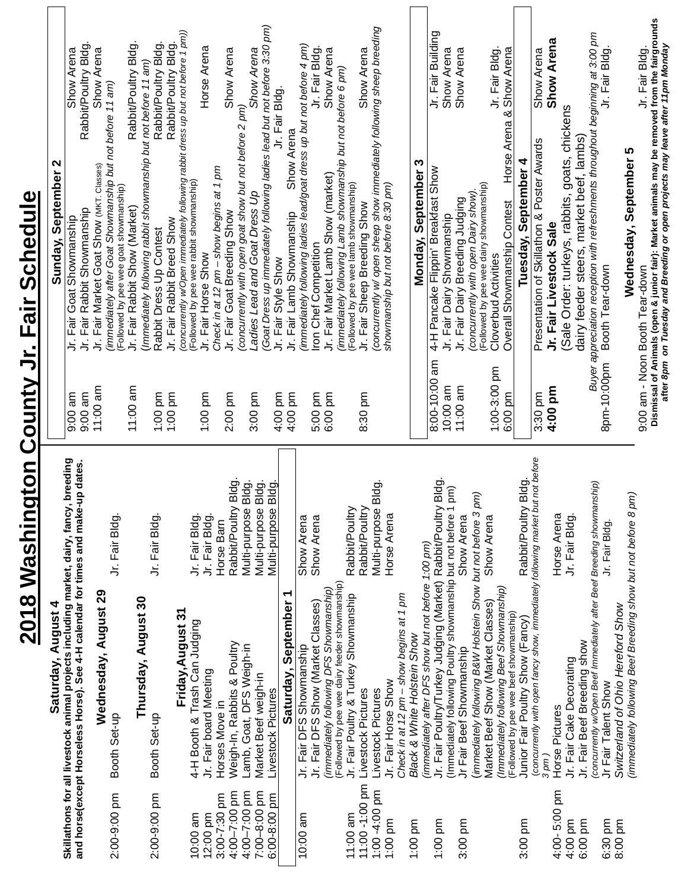# 2018 Washington County Jr. Fair Schedule

## Saturday, August 4

**Skillathons for all livestock animal projects including market, dairy, fancy, breeding and horse(except Horseless Horse). See 4-H calendar for times and make-up dates.**

## Wednesday, August 29

| Time | Event | Location |
|---|---|---|
| 2:00-9:00 pm | Booth Set-up | Jr. Fair Bldg. |

## Thursday, August 30

| Time | Event | Location |
|---|---|---|
| 2:00-9:00 pm | Booth Set-up | Jr. Fair Bldg. |

## Friday,August 31

| Time | Event | Location |
|---|---|---|
| 10:00 am | 4-H Booth & Trash Can Judging | Jr. Fair Bldg. |
| 12:00 pm | Jr. Fair board Meeting | Jr. Fair Bldg. |
| 3:00-7:30 pm | Horses Move in | Horse Barn |
| 4:00–7:00 pm | Weigh-In, Rabbits & Poultry | Rabbit/Poultry Bldg. |
| 4:00–7:00 pm | Lamb, Goat, DFS Weigh-in | Multi-purpose Bldg. |
| 7:00–8:00 pm | Market Beef weigh-in | Multi-purpose Bldg. |
| 6:00-8:00 pm | Livestock Pictures | Multi-purpose Bldg. |

## Saturday, September 1

| Time | Event | Location |
|---|---|---|
| 10:00 am | Jr. Fair DFS Showmanship | Show Arena |
| | Jr. Fair DFS Show (Market Classes) *(immediately following DFS Showmanship)* (Followed by pee wee dairy feeder showmanship) | Show Arena |
| 11:00 am | Jr. Fair Poultry & Turkey Showmanship | Rabbit/Poultry |
| 11:00 -1:00 pm | Livestock Pictures | Rabbit/Poultry |
| 1:00 -4:00 pm | Livestock Pictures | Multi-purpose Bldg. |
| 1:00 pm | Jr. Fair Horse Show *Check in at 12 pm – show begins at 1 pm* | Horse Arena |
| 1:00 pm | *Black & White Holstein Show (immediately after DFS show but not before 1:00 pm)* | |
| 1:00 pm | Jr. Fair Poultry/Turkey Judging (Market) (Immediately following Poultry showmanship but not before 1 pm) | Rabbit/Poultry Bldg. |
| 3:00 pm | Jr Fair Beef Showmanship *(immediately following B&W Holstein Show but not before 3 pm)* | Show Arena |
| | Market Beef Show (Market Classes) *(Immediately following Beef Showmanship)* (Followed by pee wee beef showmanship) | Show Arena |
| 3:00 pm | Junior Fair Poultry Show (Fancy) *(concurrently with open fancy show, immediately following market but not before 3 pm)* | Rabbit/Poultry Bldg. |
| 4:00- 5:00 pm | Horse Pictures | Horse Arena |
| 4:00 pm | Jr. Fair Cake Decorating | Jr. Fair Bldg. |
| 6:00 pm | Jr. Fair Beef Breeding show *(concurrently w/Open Beef Immediately after Beef Breeding showmanship)* | |
| 6:30 pm | Jr Fair Talent Show | Jr. Fair Bldg. |
| 8:00 pm | *Switzerland of Ohio Hereford Show (immediately following Beef Breeding show but not before 8 pm)* | |

## Sunday, September 2

| Time | Event | Location |
|---|---|---|
| 9:00 am | Jr. Fair Goat Showmanship | Show Arena |
| 9:00 am | Jr. Fair Rabbit Showmanship | Rabbit/Poultry Bldg. |
| 11:00 am | Jr. Fair Market Goat Show (MKT. Classes) *(immediately after Goat Showmanship but not before 11 am)* (Followed by pee wee goat showmanship) | Show Arena |
| 11:00 am | Jr. Fair Rabbit Show (Market) *(Immediately following rabbit showmanship but not before 11 am)* | Rabbit/Poultry Bldg. |
| 1:00 pm | Rabbit Dress Up Contest | Rabbit/Poultry Bldg. |
| 1:00 pm | Jr. Fair Rabbit Breed Show *(concurrently w/Open immediately following rabbit dress up but not before 1 pm)* (Followed by pee wee rabbit showmanship) | Rabbit/Poultry Bldg. |
| 1:00 pm | Jr. Fair Horse Show *Check in at 12 pm – show begins at 1 pm* | Horse Arena |
| 2:00 pm | Jr. Fair Goat Breeding Show *(concurrently with open goat show but not before 2 pm)* | Show Arena |
| 3:00 pm | *Ladies Lead and Goat Dress Up (Goat Dress up immediately following ladies lead but not before 3:30 pm)* | *Show Arena* |
| 4:00 pm | Jr. Fair Style Show | Jr. Fair Bldg. |
| 4:00 pm | Jr. Fair Lamb Showmanship *(immediately following ladies lead/goat dress up but not before 4 pm)* | Show Arena |
| 5:00 pm | Iron Chef Competition | Jr. Fair Bldg. |
| 6:00 pm | Jr. Fair Market Lamb Show (market) *(immediately following Lamb showmanship but not before 6 pm)* (Followed by pee wee lamb showmanship) | Show Arena |
| 8:30 pm | Jr. Fair Sheep Breeding Show *(concurrently w/ open sheep show immediately following sheep breeding showmanship but not before 8:30 pm)* | Show Arena |

## Monday, September 3

| Time | Event | Location |
|---|---|---|
| 8:00-10:00 am | 4-H Pancake Flippin' Breakfast Show | Jr. Fair Building |
| 10:00 am | Jr. Fair Dairy Showmanship | Show Arena |
| 11:00 am | Jr. Fair Dairy Breeding Judging *(concurrently with open Dairy show).* (Followed by pee wee dairy showmanship) | Show Arena |
| 1:00-3:00 pm | Cloverbud Activities | Jr. Fair Bldg. |
| 6:00 pm | Overall Showmanship Contest | Horse Arena & Show Arena |

## Tuesday, September 4

| Time | Event | Location |
|---|---|---|
| 3:30 pm | Presentation of Skillathon & Poster Awards | Show Arena |
| **4:00 pm** | **Jr. Fair Livestock Sale** (Sale Order: turkeys, rabbits, goats, chickens dairy feeder steers, market beef, lambs) *Buyer appreciation reception with refreshments throughout beginning at 3:00 pm* | **Show Arena** |
| 8pm-10:00pm | Booth Tear-down | Jr. Fair Bldg. |

## Wednesday, September 5

| Time | Event | Location |
|---|---|---|
| 9:00 am - Noon | Booth Tear-down | Jr. Fair Bldg. |

**Dismissal of Animals (open & junior fair): Market animals may be removed from the fairgrounds after 8pm *on Tuesday and Breeding or open projects may leave after 11pm Monday***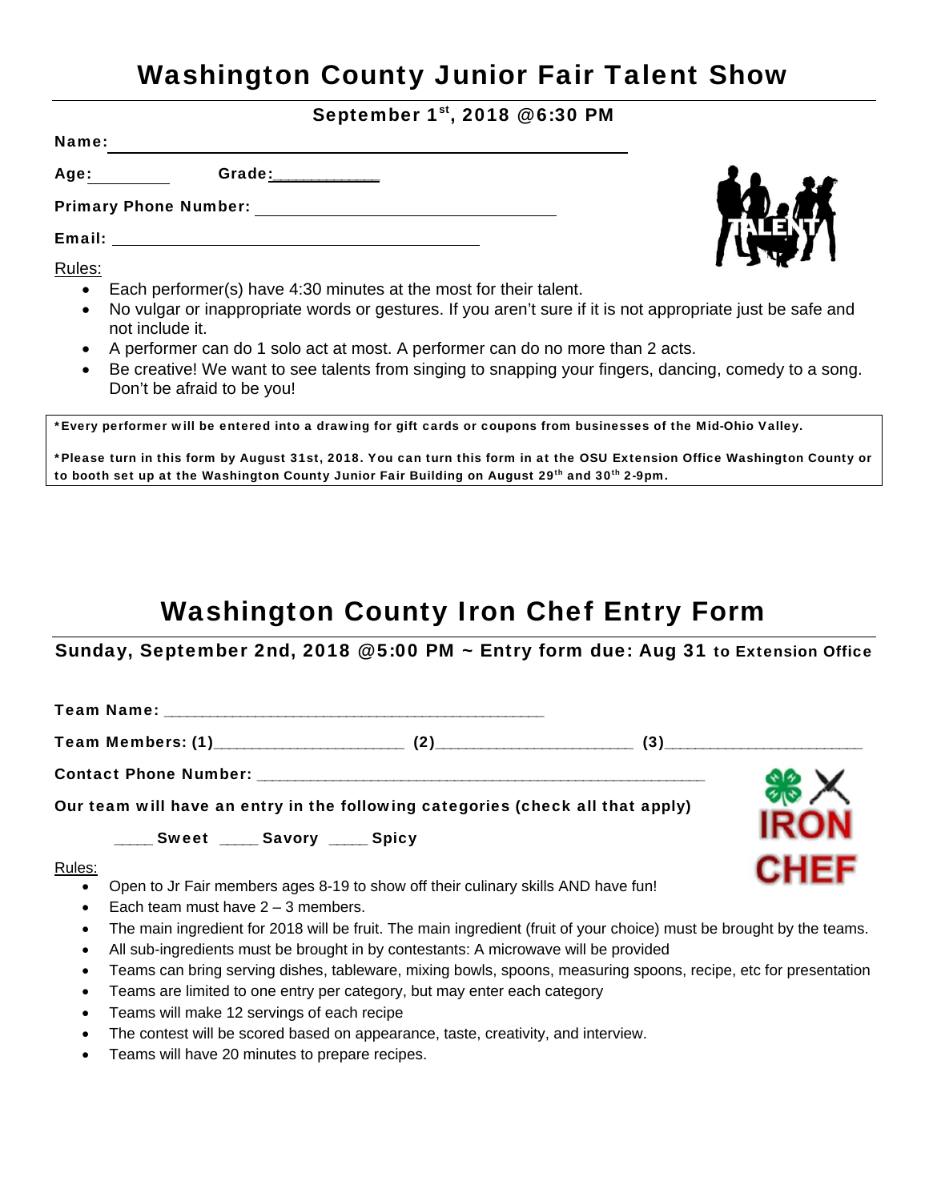# Washington County Junior Fair Talent Show

**September 1st, 2018 @6:30 PM**

**Name:** ______________________________________________

**Age:** ________ **Grade:** ___________

**Primary Phone Number:** ______________________________

**Email:** ____________________________________

Rules:

- Each performer(s) have 4:30 minutes at the most for their talent.
- No vulgar or inappropriate words or gestures. If you aren't sure if it is not appropriate just be safe and not include it.
- A performer can do 1 solo act at most. A performer can do no more than 2 acts.
- Be creative! We want to see talents from singing to snapping your fingers, dancing, comedy to a song. Don't be afraid to be you!

**\*Every performer will be entered into a drawing for gift cards or coupons from businesses of the Mid-Ohio Valley.**

**\*Please turn in this form by August 31st, 2018. You can turn this form in at the OSU Extension Office Washington County or to booth set up at the Washington County Junior Fair Building on August 29th and 30th 2-9pm.**

# Washington County Iron Chef Entry Form

**Sunday, September 2nd, 2018 @5:00 PM ~ Entry form due: Aug 31 to Extension Office**

**Team Name:** ____________________________________________

**Team Members: (1)**_____________________ **(2)**______________________ **(3)**_____________________

**Contact Phone Number:** ___________________________________________________

**Our team will have an entry in the following categories (check all that apply)**

____ **Sweet** ____ **Savory** ____ **Spicy**

Rules:

- Open to Jr Fair members ages 8-19 to show off their culinary skills AND have fun!
- Each team must have 2 – 3 members.
- The main ingredient for 2018 will be fruit. The main ingredient (fruit of your choice) must be brought by the teams.
- All sub-ingredients must be brought in by contestants: A microwave will be provided
- Teams can bring serving dishes, tableware, mixing bowls, spoons, measuring spoons, recipe, etc for presentation
- Teams are limited to one entry per category, but may enter each category
- Teams will make 12 servings of each recipe
- The contest will be scored based on appearance, taste, creativity, and interview.
- Teams will have 20 minutes to prepare recipes.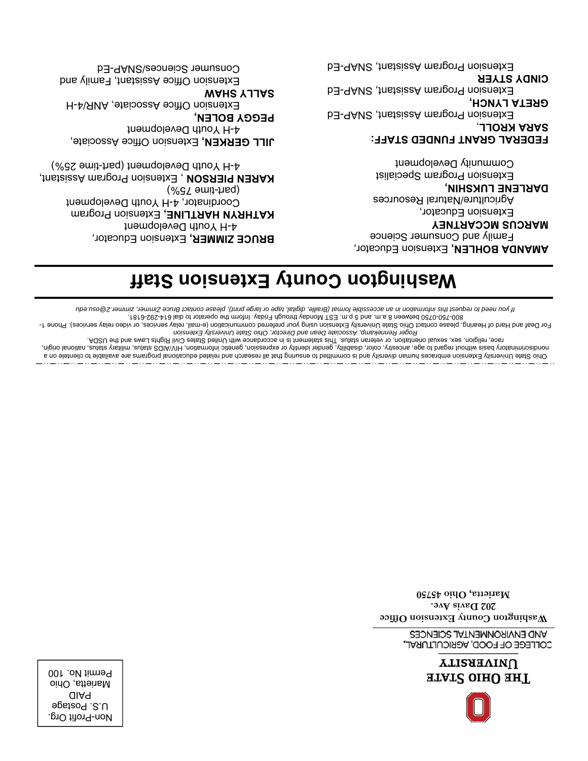# Washington County Extension Staff

**BRUCE ZIMMER,** Extension Educator, 4-H Youth Development

**KATHRYN HARTLINE,** Extension Program Coordinator, 4-H Youth Development (part-time 75%)

**KAREN PIERSON** , Extension Program Assistant, 4-H Youth Development (part-time 25%)

**JILL GERKEN,** Extension Office Associate, 4-H Youth Development

**PEGGY BOLEN,** Extension Office Associate, ANR/4-H

**SALLY SHAW** Extension Office Assistant, Family and Consumer Sciences/SNAP-Ed

**AMANDA BOHLEN,** Extension Educator, Family and Consumer Science

**MARCUS MCCARTNEY** Extension Educator, Agriculture/Natural Resources

**DARLENE LUKSHIN,** Extension Program Specialist Community Development

**FEDERAL GRANT FUNDED STAFF:**

**SARA KROLL,** Extension Program Assistant, SNAP-Ed

**GRETA LYNCH,** Extension Program Assistant, SNAP-Ed

**CINDY STYER** Extension Program Assistant, SNAP-Ed

---

Ohio State University Extension embraces human diversity and is committed to ensuring that all research and related educational programs are available to clientele on a nondiscriminatory basis without regard to age, ancestry, color, disability, gender identity or expression, genetic information, HIV/AIDS status, military status, national origin, race, religion, sex, sexual orientation, or veteran status. This statement is in accordance with United States Civil Rights Laws and the USDA.

*Roger Rennekamp, Associate Dean and Director, Ohio State University Extension*

For Deaf and Hard of Hearing, please contact Ohio State University Extension using your preferred communication (e-mail, relay services, or video relay services). Phone 1-800-750-0750 between 8 a.m. and 5 p.m. EST Monday through Friday. Inform the operator to dial 614-292-6181.

*If you need to request this information in an accessible format (Braille, digital, tape or large print), please contact Bruce Zimmer, zimmer.2@osu.edu*

---

**THE OHIO STATE UNIVERSITY**

COLLEGE OF FOOD, AGRICULTURAL, AND ENVIRONMENTAL SCIENCES

**Washington County Extension Office**
**202 Davis Ave.**
**Marietta, Ohio 45750**

Non-Profit Org.
U.S. Postage
PAID
Marietta, Ohio
Permit No. 100